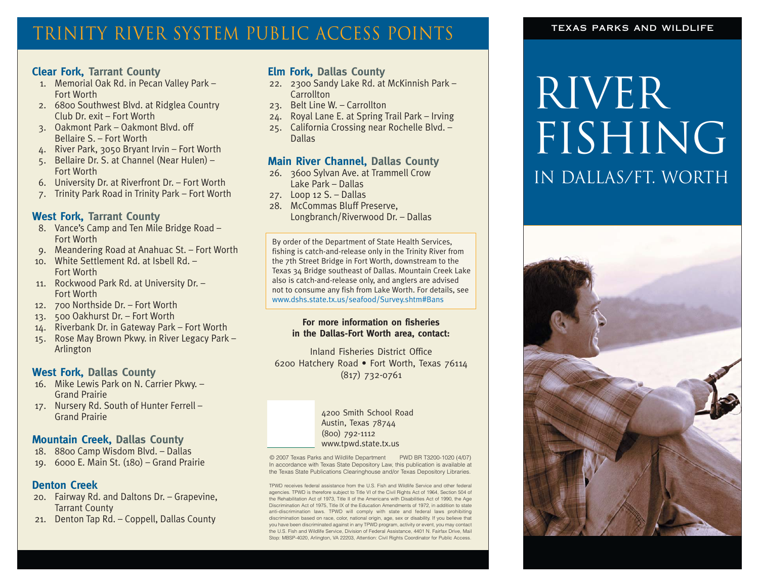# TRINITY RIVER SYSTEM PUBLIC ACCESS POINTS

### Clear Fork, Tarrant County

1. Memorial Oak Rd. in Pecan Valley Park – Fort Worth
2. 6800 Southwest Blvd. at Ridglea Country Club Dr. exit – Fort Worth
3. Oakmont Park – Oakmont Blvd. off Bellaire S. – Fort Worth
4. River Park, 3050 Bryant Irvin – Fort Worth
5. Bellaire Dr. S. at Channel (Near Hulen) – Fort Worth
6. University Dr. at Riverfront Dr. – Fort Worth
7. Trinity Park Road in Trinity Park – Fort Worth

### West Fork, Tarrant County

8. Vance's Camp and Ten Mile Bridge Road – Fort Worth
9. Meandering Road at Anahuac St. – Fort Worth
10. White Settlement Rd. at Isbell Rd. – Fort Worth
11. Rockwood Park Rd. at University Dr. – Fort Worth
12. 700 Northside Dr. – Fort Worth
13. 500 Oakhurst Dr. – Fort Worth
14. Riverbank Dr. in Gateway Park – Fort Worth
15. Rose May Brown Pkwy. in River Legacy Park – Arlington

### West Fork, Dallas County

16. Mike Lewis Park on N. Carrier Pkwy. – Grand Prairie
17. Nursery Rd. South of Hunter Ferrell – Grand Prairie

### Mountain Creek, Dallas County

18. 8800 Camp Wisdom Blvd. – Dallas
19. 6000 E. Main St. (180) – Grand Prairie

### Denton Creek

20. Fairway Rd. and Daltons Dr. – Grapevine, Tarrant County
21. Denton Tap Rd. – Coppell, Dallas County

### Elm Fork, Dallas County

22. 2300 Sandy Lake Rd. at McKinnish Park – Carrollton
23. Belt Line W. – Carrollton
24. Royal Lane E. at Spring Trail Park – Irving
25. California Crossing near Rochelle Blvd. – Dallas

### Main River Channel, Dallas County

26. 3600 Sylvan Ave. at Trammell Crow Lake Park – Dallas
27. Loop 12 S. – Dallas
28. McCommas Bluff Preserve, Longbranch/Riverwood Dr. – Dallas

By order of the Department of State Health Services, fishing is catch-and-release only in the Trinity River from the 7th Street Bridge in Fort Worth, downstream to the Texas 34 Bridge southeast of Dallas. Mountain Creek Lake also is catch-and-release only, and anglers are advised not to consume any fish from Lake Worth. For details, see www.dshs.state.tx.us/seafood/Survey.shtm#Bans

**For more information on fisheries in the Dallas-Fort Worth area, contact:**

Inland Fisheries District Office
6200 Hatchery Road • Fort Worth, Texas 76114
(817) 732-0761

4200 Smith School Road
Austin, Texas 78744
(800) 792-1112
www.tpwd.state.tx.us

© 2007 Texas Parks and Wildlife Department PWD BR T3200-1020 (4/07)
In accordance with Texas State Depository Law, this publication is available at the Texas State Publications Clearinghouse and/or Texas Depository Libraries.

TPWD receives federal assistance from the U.S. Fish and Wildlife Service and other federal agencies. TPWD is therefore subject to Title VI of the Civil Rights Act of 1964, Section 504 of the Rehabilitation Act of 1973, Title II of the Americans with Disabilities Act of 1990, the Age Discrimination Act of 1975, Title IX of the Education Amendments of 1972, in addition to state anti-discrimination laws. TPWD will comply with state and federal laws prohibiting discrimination based on race, color, national origin, age, sex or disability. If you believe that you have been discriminated against in any TPWD program, activity or event, you may contact the U.S. Fish and Wildlife Service, Division of Federal Assistance, 4401 N. Fairfax Drive, Mail Stop: MBSP-4020, Arlington, VA 22203, Attention: Civil Rights Coordinator for Public Access.

TEXAS PARKS AND WILDLIFE

# RIVER FISHING
## IN DALLAS/FT. WORTH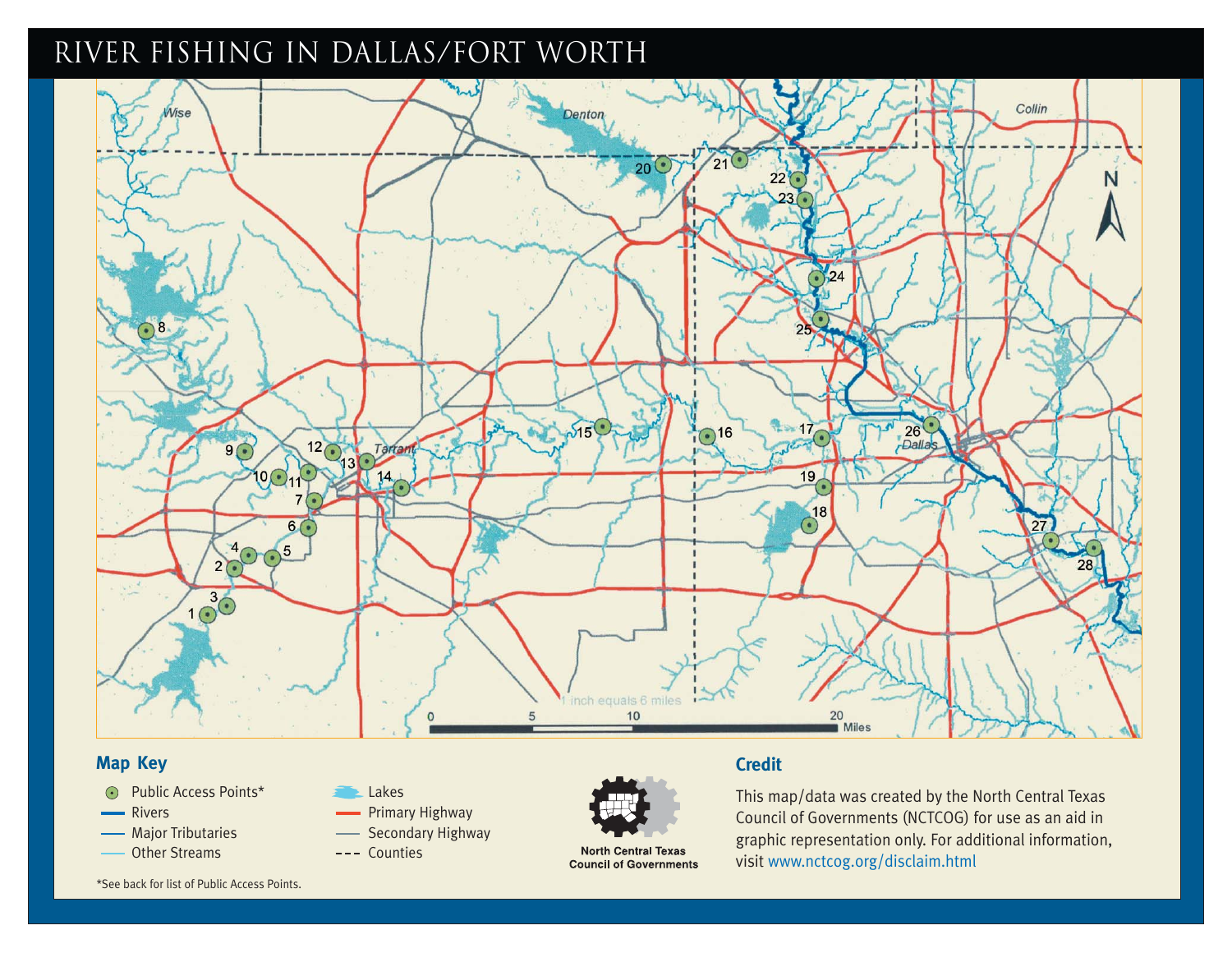# RIVER FISHING IN DALLAS/FORT WORTH

Wise

Denton

Collin

Tarrant

Dallas

N

1 2 3 4 5 6 7 8 9 10 11 12 13 14 15 16 17 18 19 20 21 22 23 24 25 26 27 28

1 inch equals 6 miles

0 5 10 20 Miles

## Map Key

- Public Access Points*
- Rivers
- Major Tributaries
- Other Streams
- Lakes
- Primary Highway
- Secondary Highway
- Counties

*See back for list of Public Access Points.

North Central Texas Council of Governments

## Credit

This map/data was created by the North Central Texas Council of Governments (NCTCOG) for use as an aid in graphic representation only. For additional information, visit www.nctcog.org/disclaim.html